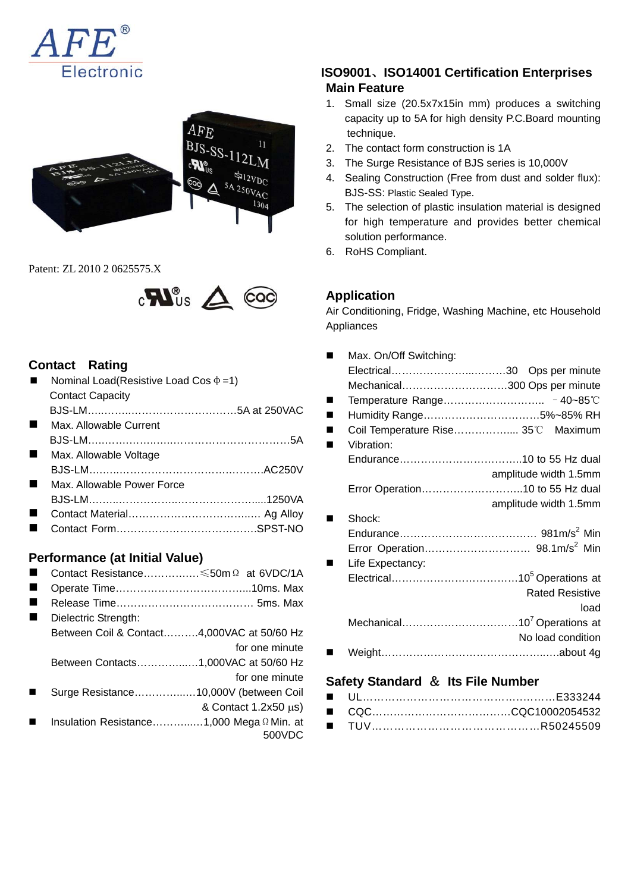AFE® Electronic

Patent: ZL 2010 2 0625575.X

## ISO9001、ISO14001 Certification Enterprises

### Main Feature

1. Small size (20.5x7x15in mm) produces a switching capacity up to 5A for high density P.C.Board mounting technique.
2. The contact form construction is 1A
3. The Surge Resistance of BJS series is 10,000V
4. Sealing Construction (Free from dust and solder flux): BJS-SS: Plastic Sealed Type.
5. The selection of plastic insulation material is designed for high temperature and provides better chemical solution performance.
6. RoHS Compliant.

### Application

Air Conditioning, Fridge, Washing Machine, etc Household Appliances

### Contact Rating

- Nominal Load(Resistive Load Cos ϕ =1)
  Contact Capacity
  BJS-LM……………………………………5A at 250VAC
- Max. Allowable Current
  BJS-LM……………………………………………5A
- Max. Allowable Voltage
  BJS-LM……………………………………AC250V
- Max. Allowable Power Force
  BJS-LM……………………………………1250VA
- Contact Material……………………………… Ag Alloy
- Contact Form…………………………………SPST-NO

### Performance (at Initial Value)

- Contact Resistance……………≤50mΩ at 6VDC/1A
- Operate Time………………………………10ms. Max
- Release Time……………………………… 5ms. Max
- Dielectric Strength:
  Between Coil & Contact……….4,000VAC at 50/60 Hz for one minute
  Between Contacts…………….1,000VAC at 50/60 Hz for one minute
- Surge Resistance……………10,000V (between Coil & Contact 1.2x50 μs)
- Insulation Resistance…………1,000 MegaΩ Min. at 500VDC

- Max. On/Off Switching:
  Electrical…………………………30 Ops per minute
  Mechanical………………………300 Ops per minute
- Temperature Range………………………－40~85℃
- Humidity Range…………………………5%~85% RH
- Coil Temperature Rise…………….. 35℃ Maximum
- Vibration:
  Endurance…………………………10 to 55 Hz dual amplitude width 1.5mm
  Error Operation……………………10 to 55 Hz dual amplitude width 1.5mm
- Shock:
  Endurance……………………………… 981m/s$^2$ Min
  Error Operation………………………… 98.1m/s$^2$ Min
- Life Expectancy:
  Electrical……………………………$10^5$ Operations at Rated Resistive load
  Mechanical…………………………$10^7$ Operations at No load condition
- Weight…………………………………………about 4g

### Safety Standard & Its File Number

- UL……………………………………………E333244
- CQC………………………………CQC10002054532
- TUV……………………………………R50245509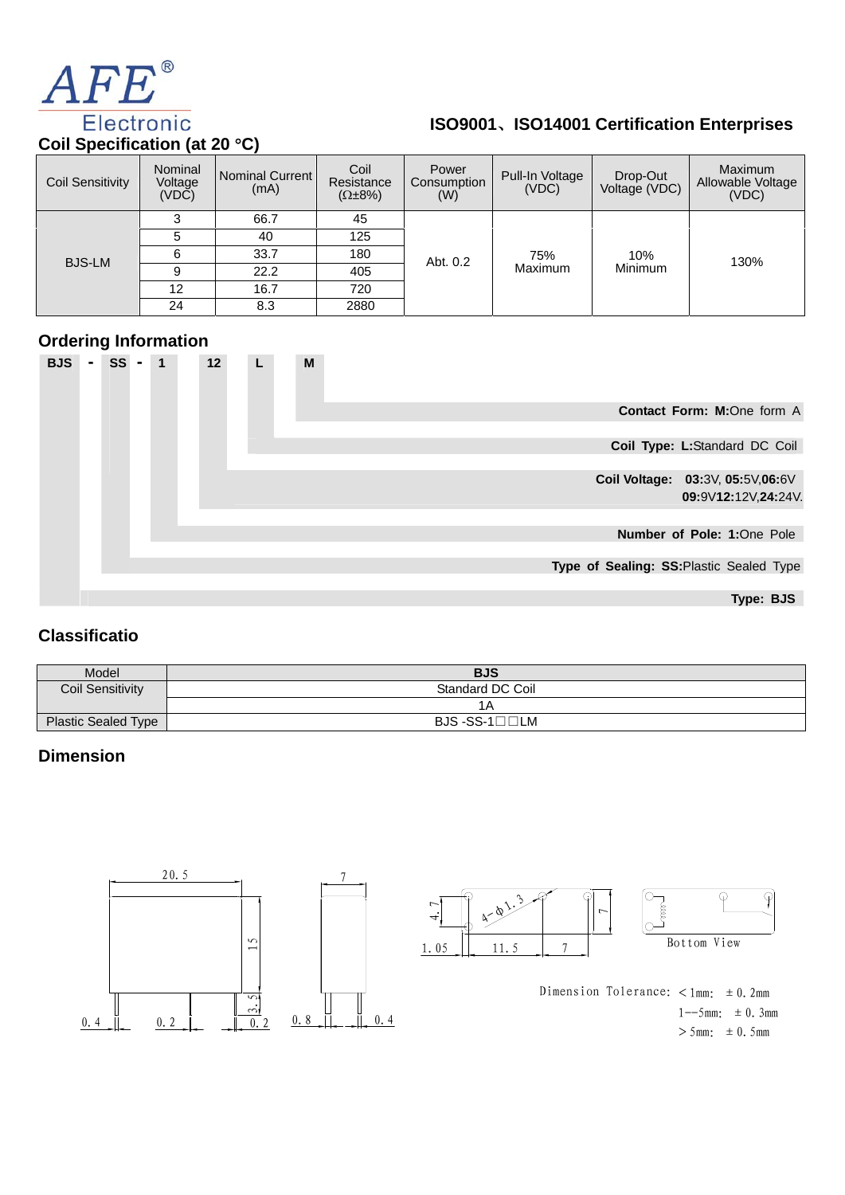AFE® Electronic

**ISO9001、ISO14001 Certification Enterprises**

## Coil Specification (at 20 °C)

| Coil Sensitivity | Nominal Voltage (VDC) | Nominal Current (mA) | Coil Resistance (Ω±8%) | Power Consumption (W) | Pull-In Voltage (VDC) | Drop-Out Voltage (VDC) | Maximum Allowable Voltage (VDC) |
|---|---|---|---|---|---|---|---|
| BJS-LM | 3 | 66.7 | 45 | Abt. 0.2 | 75% Maximum | 10% Minimum | 130% |
| | 5 | 40 | 125 | | | | |
| | 6 | 33.7 | 180 | | | | |
| | 9 | 22.2 | 405 | | | | |
| | 12 | 16.7 | 720 | | | | |
| | 24 | 8.3 | 2880 | | | | |

## Ordering Information

**BJS - SS - 1 12 L M**

**Contact Form: M:**One form A

**Coil Type: L:**Standard DC Coil

**Coil Voltage: 03:**3V, **05:**5V,**06:**6V **09:**9V**12:**12V,**24:**24V.

**Number of Pole: 1:**One Pole

**Type of Sealing: SS:**Plastic Sealed Type

**Type: BJS**

## Classificatio

| Model | BJS |
|---|---|
| Coil Sensitivity | Standard DC Coil |
| | 1A |
| Plastic Sealed Type | BJS -SS-1□□LM |

## Dimension

20.5

15

3.5

0.4

0.2

0.2

7

0.8

0.4

4.7

4-φ1.3

7

1.05

11.5

7

Bottom View

Dimension Tolerance: <1mm: ±0.2mm

1—5mm: ±0.3mm

>5mm: ±0.5mm